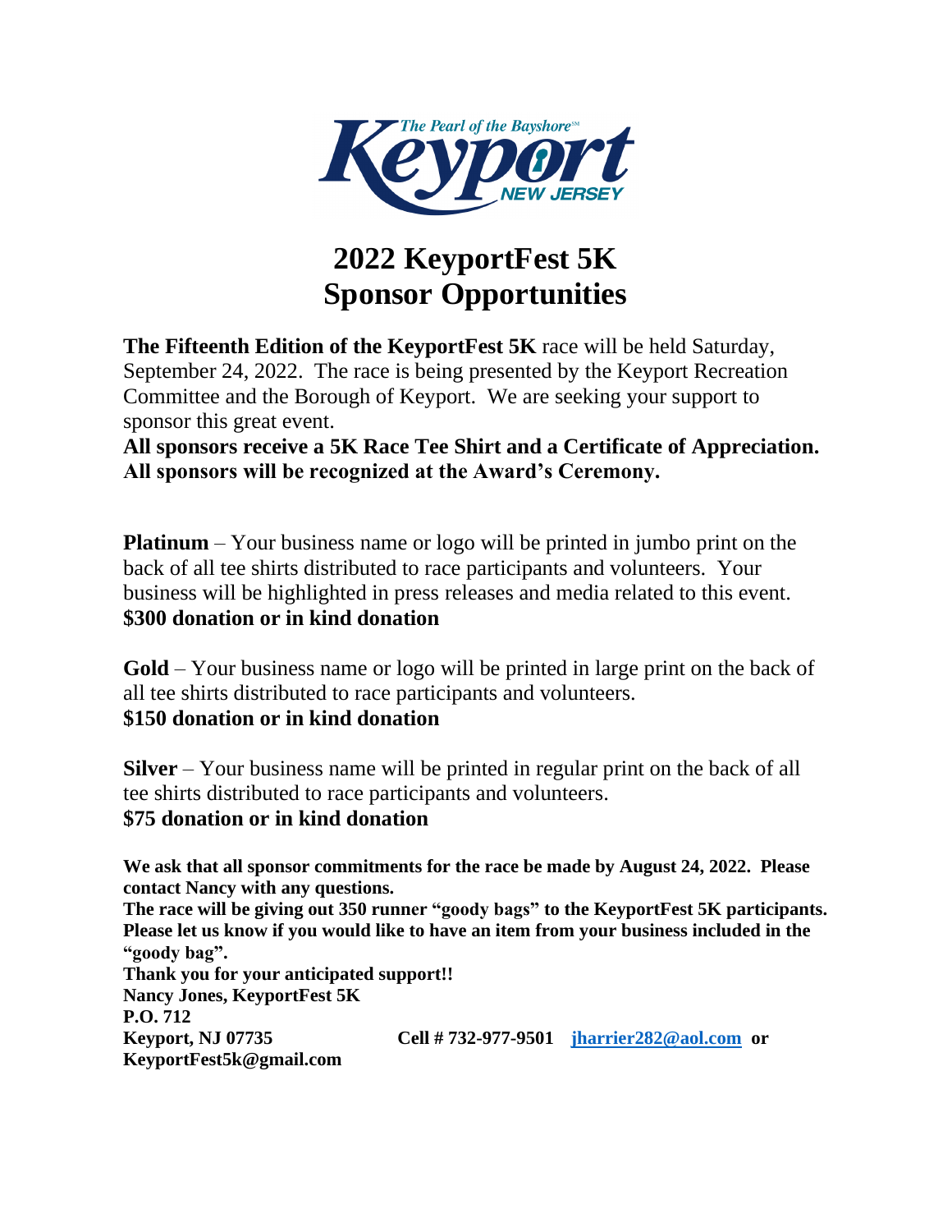# 2022 KeyportFest 5K Sponsor Opportunities

**The Fifteenth Edition of the KeyportFest 5K** race will be held Saturday, September 24, 2022. The race is being presented by the Keyport Recreation Committee and the Borough of Keyport. We are seeking your support to sponsor this great event.

**All sponsors receive a 5K Race Tee Shirt and a Certificate of Appreciation. All sponsors will be recognized at the Award's Ceremony.**

**Platinum** – Your business name or logo will be printed in jumbo print on the back of all tee shirts distributed to race participants and volunteers. Your business will be highlighted in press releases and media related to this event.
**$300 donation or in kind donation**

**Gold** – Your business name or logo will be printed in large print on the back of all tee shirts distributed to race participants and volunteers.
**$150 donation or in kind donation**

**Silver** – Your business name will be printed in regular print on the back of all tee shirts distributed to race participants and volunteers.
**$75 donation or in kind donation**

**We ask that all sponsor commitments for the race be made by August 24, 2022. Please contact Nancy with any questions.**
**The race will be giving out 350 runner "goody bags" to the KeyportFest 5K participants. Please let us know if you would like to have an item from your business included in the "goody bag".**
**Thank you for your anticipated support!!**
**Nancy Jones, KeyportFest 5K**
**P.O. 712**
**Keyport, NJ 07735 Cell # 732-977-9501 jharrier282@aol.com or KeyportFest5k@gmail.com**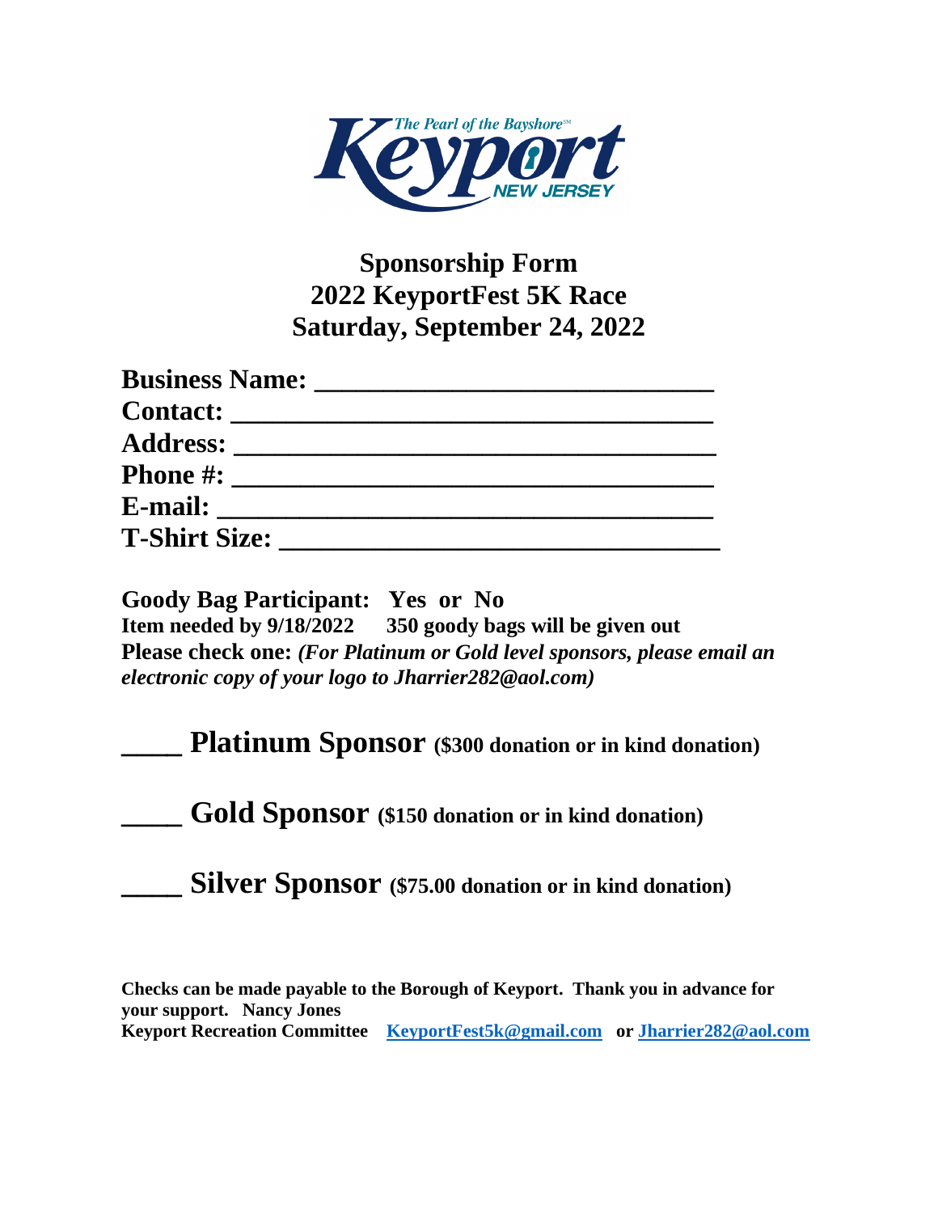The Pearl of the Bayshore℠ Keyport NEW JERSEY

# Sponsorship Form
# 2022 KeyportFest 5K Race
# Saturday, September 24, 2022

**Business Name: ______________________________**
**Contact: ____________________________________**
**Address: ____________________________________**
**Phone #: ____________________________________**
**E-mail: _____________________________________**
**T-Shirt Size: _________________________________**

**Goody Bag Participant: Yes or No**
**Item needed by 9/18/2022 350 goody bags will be given out**
**Please check one:** ***(For Platinum or Gold level sponsors, please email an electronic copy of your logo to Jharrier282@aol.com)***

**____ Platinum Sponsor ($300 donation or in kind donation)**

**____ Gold Sponsor ($150 donation or in kind donation)**

**____ Silver Sponsor ($75.00 donation or in kind donation)**

**Checks can be made payable to the Borough of Keyport. Thank you in advance for your support. Nancy Jones**
**Keyport Recreation Committee KeyportFest5k@gmail.com or Jharrier282@aol.com**